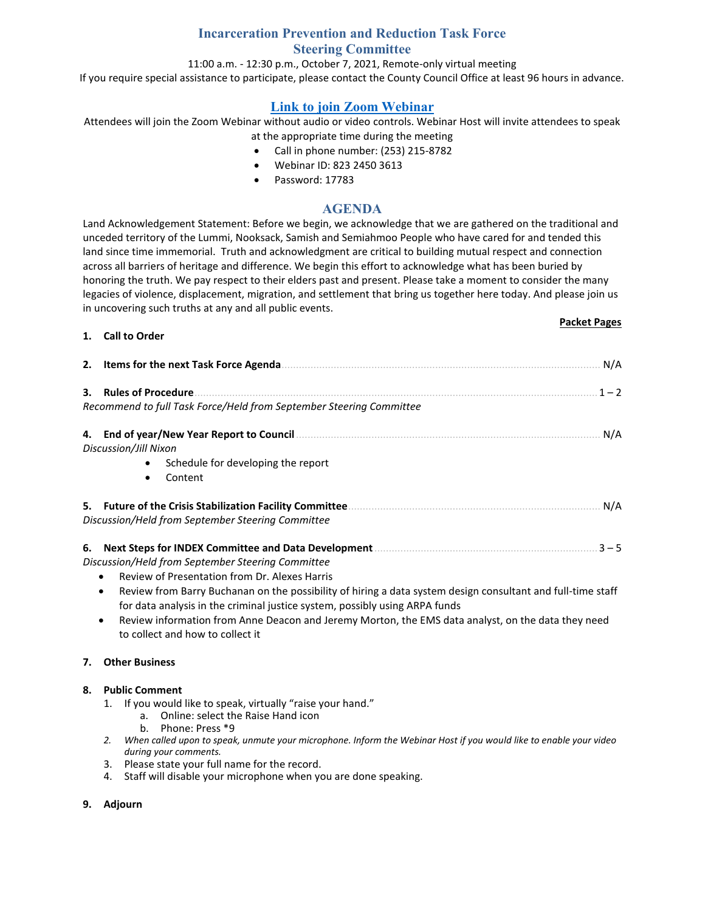# Incarceration Prevention and Reduction Task Force
## Steering Committee

11:00 a.m. - 12:30 p.m., October 7, 2021, Remote-only virtual meeting

If you require special assistance to participate, please contact the County Council Office at least 96 hours in advance.

## Link to join Zoom Webinar

Attendees will join the Zoom Webinar without audio or video controls. Webinar Host will invite attendees to speak at the appropriate time during the meeting

- Call in phone number: (253) 215-8782
- Webinar ID: 823 2450 3613
- Password: 17783

## AGENDA

Land Acknowledgement Statement: Before we begin, we acknowledge that we are gathered on the traditional and unceded territory of the Lummi, Nooksack, Samish and Semiahmoo People who have cared for and tended this land since time immemorial. Truth and acknowledgment are critical to building mutual respect and connection across all barriers of heritage and difference. We begin this effort to acknowledge what has been buried by honoring the truth. We pay respect to their elders past and present. Please take a moment to consider the many legacies of violence, displacement, migration, and settlement that bring us together here today. And please join us in uncovering such truths at any and all public events.

**Packet Pages**

**1. Call to Order**

**2. Items for the next Task Force Agenda** .......... N/A

**3. Rules of Procedure** .......... 1 – 2

*Recommend to full Task Force/Held from September Steering Committee*

**4. End of year/New Year Report to Council** .......... N/A

*Discussion/Jill Nixon*

- Schedule for developing the report
- Content

**5. Future of the Crisis Stabilization Facility Committee** .......... N/A

*Discussion/Held from September Steering Committee*

**6. Next Steps for INDEX Committee and Data Development** .......... 3 – 5

*Discussion/Held from September Steering Committee*

- Review of Presentation from Dr. Alexes Harris
- Review from Barry Buchanan on the possibility of hiring a data system design consultant and full-time staff for data analysis in the criminal justice system, possibly using ARPA funds
- Review information from Anne Deacon and Jeremy Morton, the EMS data analyst, on the data they need to collect and how to collect it

**7. Other Business**

**8. Public Comment**

1. If you would like to speak, virtually "raise your hand."
   a. Online: select the Raise Hand icon
   b. Phone: Press *9
2. *When called upon to speak, unmute your microphone. Inform the Webinar Host if you would like to enable your video during your comments.*
3. Please state your full name for the record.
4. Staff will disable your microphone when you are done speaking.

**9. Adjourn**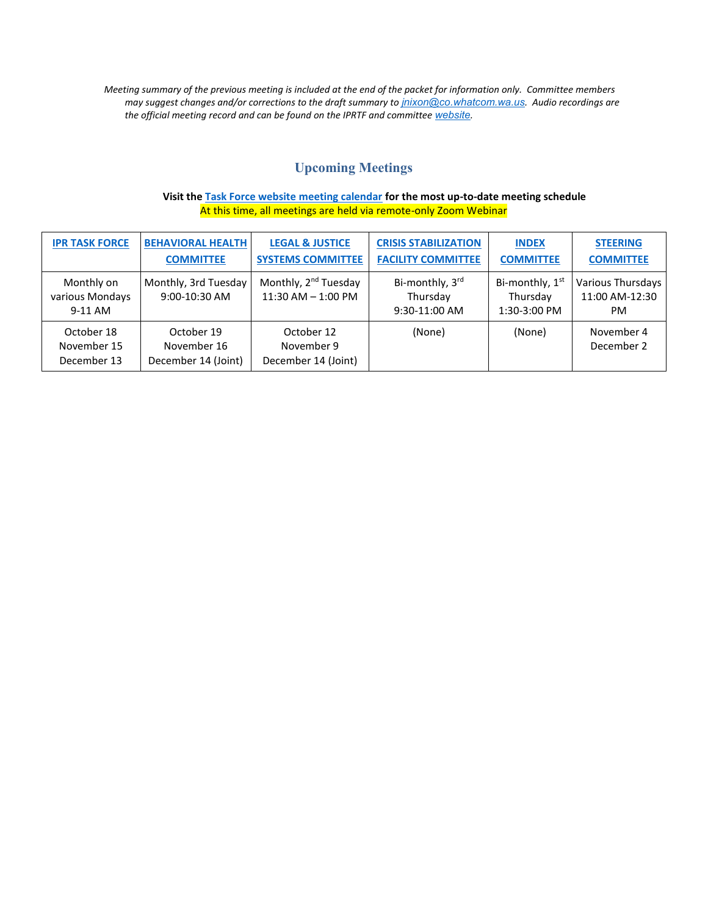*Meeting summary of the previous meeting is included at the end of the packet for information only. Committee members may suggest changes and/or corrections to the draft summary to [jnixon@co.whatcom.wa.us](mailto:jnixon@co.whatcom.wa.us). Audio recordings are the official meeting record and can be found on the IPRTF and committee [website](website).*

## Upcoming Meetings

**Visit the [Task Force website meeting calendar](Task Force website meeting calendar) for the most up-to-date meeting schedule**

At this time, all meetings are held via remote-only Zoom Webinar

| IPR TASK FORCE | BEHAVIORAL HEALTH COMMITTEE | LEGAL & JUSTICE SYSTEMS COMMITTEE | CRISIS STABILIZATION FACILITY COMMITTEE | INDEX COMMITTEE | STEERING COMMITTEE |
|---|---|---|---|---|---|
| Monthly on various Mondays 9-11 AM | Monthly, 3rd Tuesday 9:00-10:30 AM | Monthly, 2nd Tuesday 11:30 AM – 1:00 PM | Bi-monthly, 3rd Thursday 9:30-11:00 AM | Bi-monthly, 1st Thursday 1:30-3:00 PM | Various Thursdays 11:00 AM-12:30 PM |
| October 18<br>November 15<br>December 13 | October 19<br>November 16<br>December 14 (Joint) | October 12<br>November 9<br>December 14 (Joint) | (None) | (None) | November 4<br>December 2 |